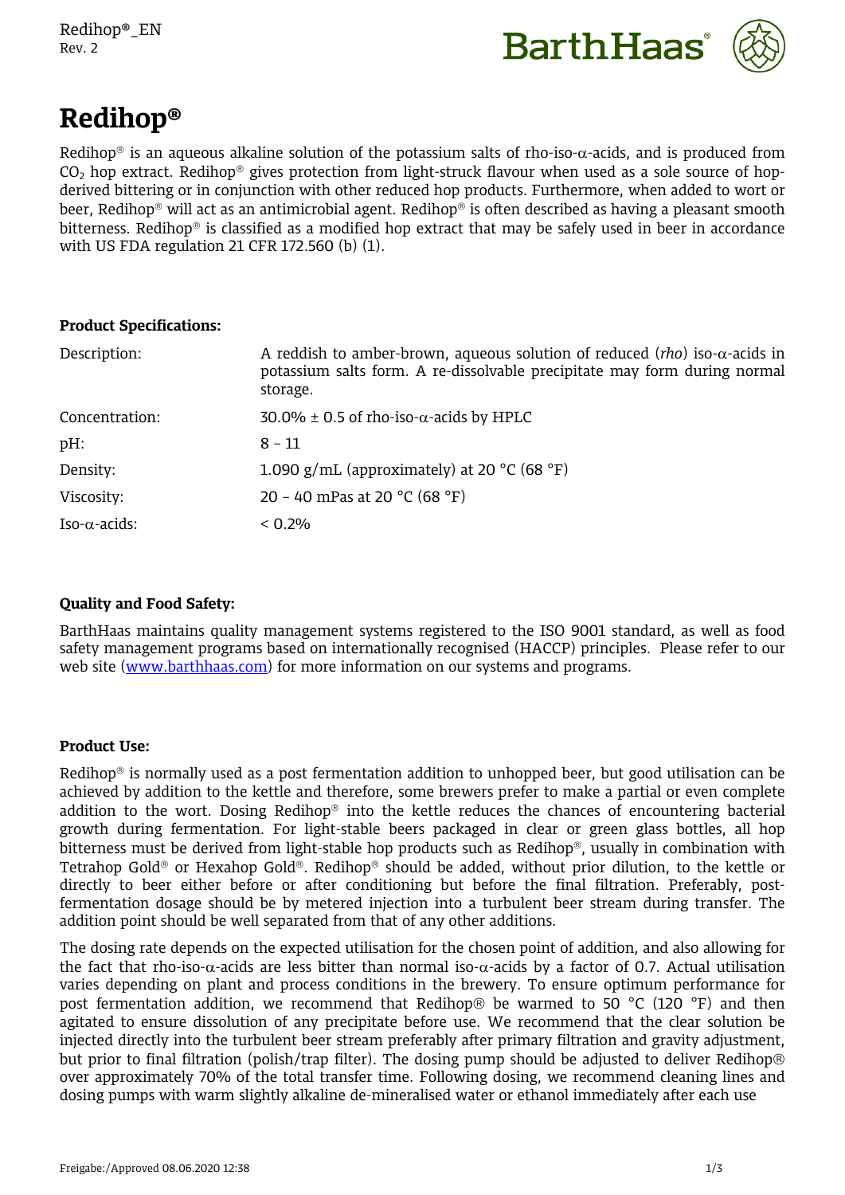# Redihop®

Redihop® is an aqueous alkaline solution of the potassium salts of rho-iso-α-acids, and is produced from $CO_2$ hop extract. Redihop® gives protection from light-struck flavour when used as a sole source of hop-derived bittering or in conjunction with other reduced hop products. Furthermore, when added to wort or beer, Redihop® will act as an antimicrobial agent. Redihop® is often described as having a pleasant smooth bitterness. Redihop® is classified as a modified hop extract that may be safely used in beer in accordance with US FDA regulation 21 CFR 172.560 (b) (1).

**Product Specifications:**

| | |
|---|---|
| Description: | A reddish to amber-brown, aqueous solution of reduced (*rho*) iso-α-acids in potassium salts form. A re-dissolvable precipitate may form during normal storage. |
| Concentration: | 30.0% ± 0.5 of rho-iso-α-acids by HPLC |
| pH: | 8 – 11 |
| Density: | 1.090 g/mL (approximately) at 20 °C (68 °F) |
| Viscosity: | 20 – 40 mPas at 20 °C (68 °F) |
| Iso-α-acids: | < 0.2% |

**Quality and Food Safety:**

BarthHaas maintains quality management systems registered to the ISO 9001 standard, as well as food safety management programs based on internationally recognised (HACCP) principles. Please refer to our web site (www.barthhaas.com) for more information on our systems and programs.

**Product Use:**

Redihop® is normally used as a post fermentation addition to unhopped beer, but good utilisation can be achieved by addition to the kettle and therefore, some brewers prefer to make a partial or even complete addition to the wort. Dosing Redihop® into the kettle reduces the chances of encountering bacterial growth during fermentation. For light-stable beers packaged in clear or green glass bottles, all hop bitterness must be derived from light-stable hop products such as Redihop®, usually in combination with Tetrahop Gold® or Hexahop Gold®. Redihop® should be added, without prior dilution, to the kettle or directly to beer either before or after conditioning but before the final filtration. Preferably, post-fermentation dosage should be by metered injection into a turbulent beer stream during transfer. The addition point should be well separated from that of any other additions.

The dosing rate depends on the expected utilisation for the chosen point of addition, and also allowing for the fact that rho-iso-α-acids are less bitter than normal iso-α-acids by a factor of 0.7. Actual utilisation varies depending on plant and process conditions in the brewery. To ensure optimum performance for post fermentation addition, we recommend that Redihop® be warmed to 50 °C (120 °F) and then agitated to ensure dissolution of any precipitate before use. We recommend that the clear solution be injected directly into the turbulent beer stream preferably after primary filtration and gravity adjustment, but prior to final filtration (polish/trap filter). The dosing pump should be adjusted to deliver Redihop® over approximately 70% of the total transfer time. Following dosing, we recommend cleaning lines and dosing pumps with warm slightly alkaline de-mineralised water or ethanol immediately after each use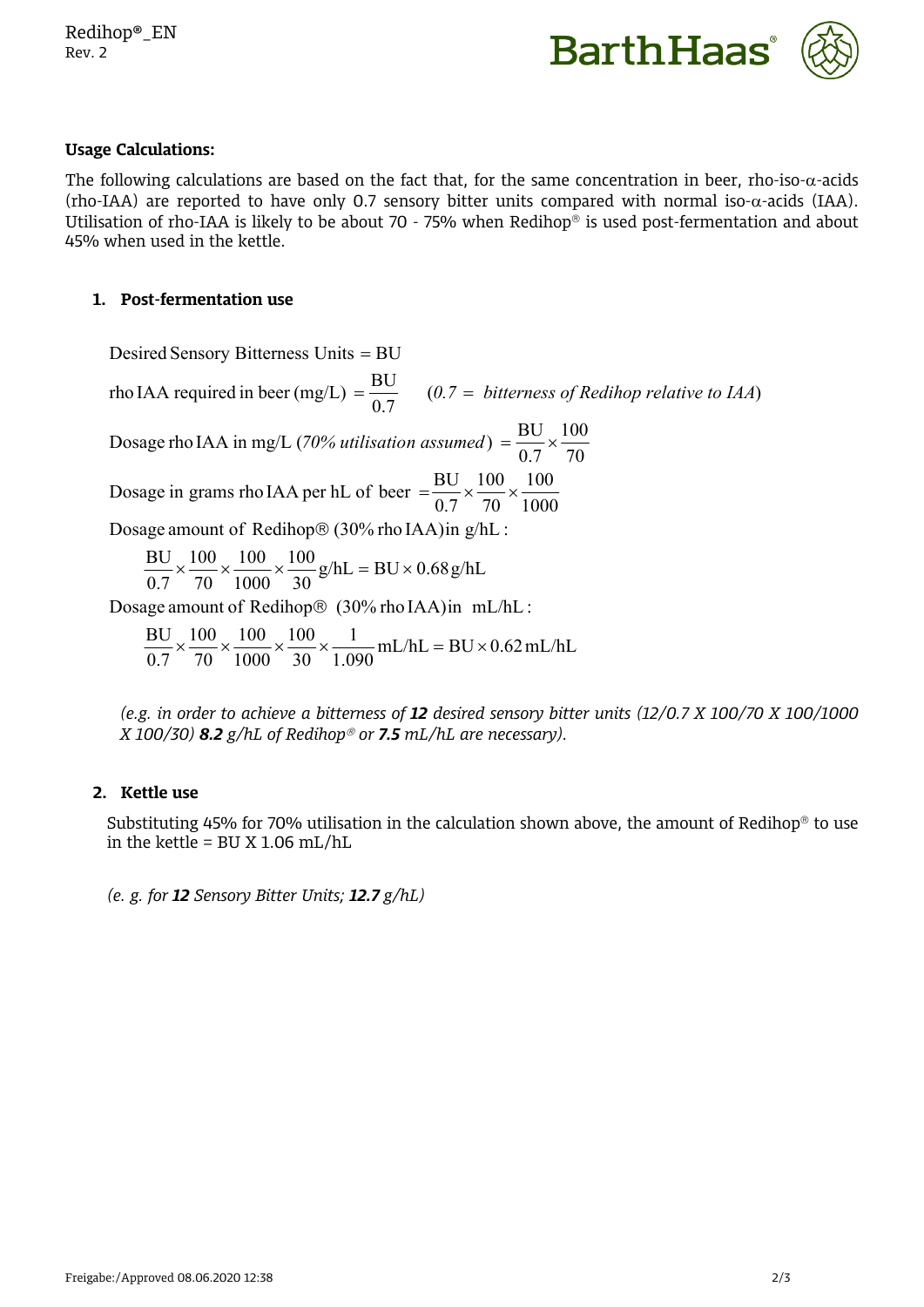**Usage Calculations:**

The following calculations are based on the fact that, for the same concentration in beer, rho-iso-$\alpha$-acids (rho-IAA) are reported to have only 0.7 sensory bitter units compared with normal iso-$\alpha$-acids (IAA). Utilisation of rho-IAA is likely to be about 70 - 75% when Redihop® is used post-fermentation and about 45% when used in the kettle.

## 1. Post-fermentation use

$$\text{Desired Sensory Bitterness Units} = \text{BU}$$

$$\text{rho IAA required in beer (mg/L)} = \frac{\text{BU}}{0.7} \qquad (0.7 = \textit{bitterness of Redihop relative to IAA})$$

$$\text{Dosage rho IAA in mg/L } (\textit{70\% utilisation assumed}) = \frac{\text{BU}}{0.7} \times \frac{100}{70}$$

$$\text{Dosage in grams rho IAA per hL of beer } = \frac{\text{BU}}{0.7} \times \frac{100}{70} \times \frac{100}{1000}$$

Dosage amount of Redihop® (30% rho IAA) in g/hL:

$$\frac{\text{BU}}{0.7} \times \frac{100}{70} \times \frac{100}{1000} \times \frac{100}{30}\,\text{g/hL} = \text{BU} \times 0.68\,\text{g/hL}$$

Dosage amount of Redihop® (30% rho IAA) in mL/hL:

$$\frac{\text{BU}}{0.7} \times \frac{100}{70} \times \frac{100}{1000} \times \frac{100}{30} \times \frac{1}{1.090}\,\text{mL/hL} = \text{BU} \times 0.62\,\text{mL/hL}$$

*(e.g. in order to achieve a bitterness of **12** desired sensory bitter units (12/0.7 X 100/70 X 100/1000 X 100/30) **8.2** g/hL of Redihop® or **7.5** mL/hL are necessary).*

## 2. Kettle use

Substituting 45% for 70% utilisation in the calculation shown above, the amount of Redihop® to use in the kettle = BU X 1.06 mL/hL

*(e. g. for **12** Sensory Bitter Units; **12.7** g/hL)*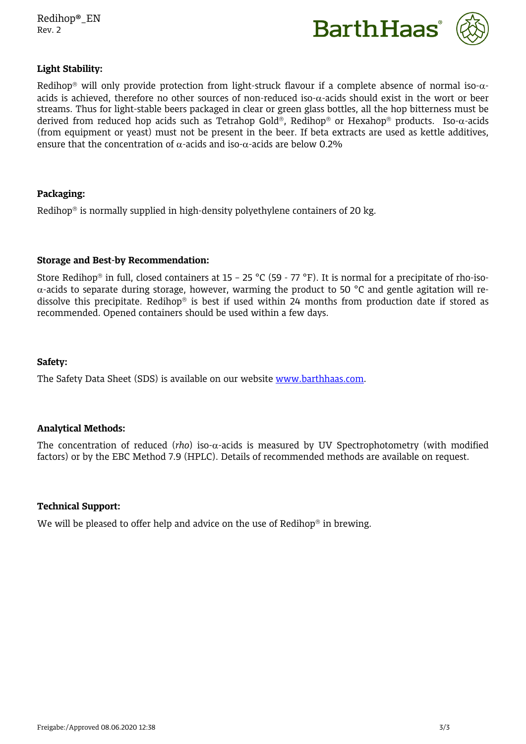**Light Stability:**

Redihop® will only provide protection from light-struck flavour if a complete absence of normal iso-$\alpha$-acids is achieved, therefore no other sources of non-reduced iso-$\alpha$-acids should exist in the wort or beer streams. Thus for light-stable beers packaged in clear or green glass bottles, all the hop bitterness must be derived from reduced hop acids such as Tetrahop Gold®, Redihop® or Hexahop® products. Iso-$\alpha$-acids (from equipment or yeast) must not be present in the beer. If beta extracts are used as kettle additives, ensure that the concentration of $\alpha$-acids and iso-$\alpha$-acids are below 0.2%

**Packaging:**

Redihop® is normally supplied in high-density polyethylene containers of 20 kg.

**Storage and Best-by Recommendation:**

Store Redihop® in full, closed containers at 15 – 25 °C (59 - 77 °F). It is normal for a precipitate of rho-iso-$\alpha$-acids to separate during storage, however, warming the product to 50 °C and gentle agitation will re-dissolve this precipitate. Redihop® is best if used within 24 months from production date if stored as recommended. Opened containers should be used within a few days.

**Safety:**

The Safety Data Sheet (SDS) is available on our website www.barthhaas.com.

**Analytical Methods:**

The concentration of reduced (*rho*) iso-$\alpha$-acids is measured by UV Spectrophotometry (with modified factors) or by the EBC Method 7.9 (HPLC). Details of recommended methods are available on request.

**Technical Support:**

We will be pleased to offer help and advice on the use of Redihop® in brewing.